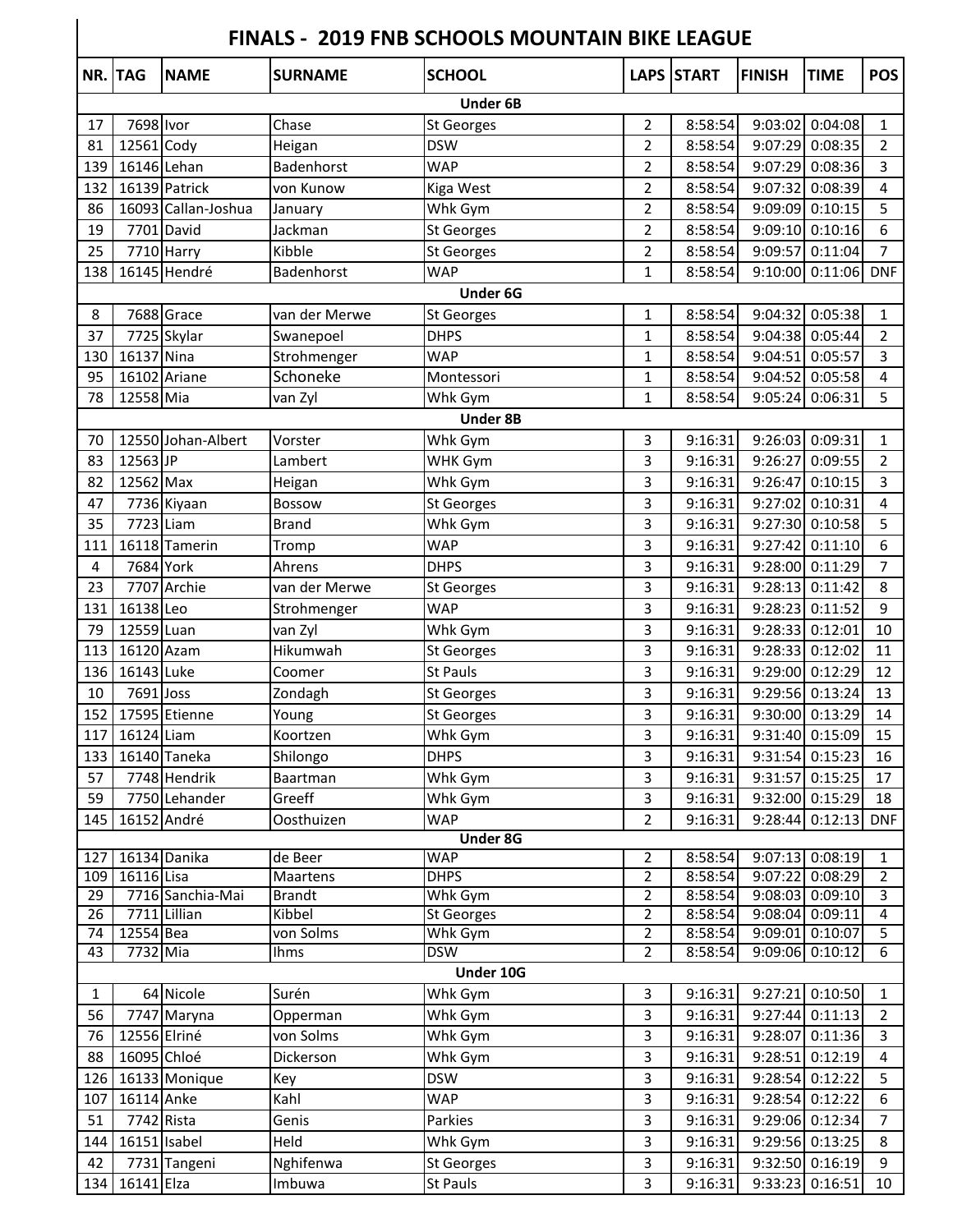# FINALS - 2019 FNB SCHOOLS MOUNTAIN BIKE LEAGUE

| NR. | TAG | NAME | SURNAME | SCHOOL | LAPS | START | FINISH | TIME | POS |
|---|---|---|---|---|---|---|---|---|---|
| **Under 6B** | | | | | | | | | |
| 17 | 7698 | Ivor | Chase | St Georges | 2 | 8:58:54 | 9:03:02 | 0:04:08 | 1 |
| 81 | 12561 | Cody | Heigan | DSW | 2 | 8:58:54 | 9:07:29 | 0:08:35 | 2 |
| 139 | 16146 | Lehan | Badenhorst | WAP | 2 | 8:58:54 | 9:07:29 | 0:08:36 | 3 |
| 132 | 16139 | Patrick | von Kunow | Kiga West | 2 | 8:58:54 | 9:07:32 | 0:08:39 | 4 |
| 86 | 16093 | Callan-Joshua | January | Whk Gym | 2 | 8:58:54 | 9:09:09 | 0:10:15 | 5 |
| 19 | 7701 | David | Jackman | St Georges | 2 | 8:58:54 | 9:09:10 | 0:10:16 | 6 |
| 25 | 7710 | Harry | Kibble | St Georges | 2 | 8:58:54 | 9:09:57 | 0:11:04 | 7 |
| 138 | 16145 | Hendré | Badenhorst | WAP | 1 | 8:58:54 | 9:10:00 | 0:11:06 | DNF |
| **Under 6G** | | | | | | | | | |
| 8 | 7688 | Grace | van der Merwe | St Georges | 1 | 8:58:54 | 9:04:32 | 0:05:38 | 1 |
| 37 | 7725 | Skylar | Swanepoel | DHPS | 1 | 8:58:54 | 9:04:38 | 0:05:44 | 2 |
| 130 | 16137 | Nina | Strohmenger | WAP | 1 | 8:58:54 | 9:04:51 | 0:05:57 | 3 |
| 95 | 16102 | Ariane | Schoneke | Montessori | 1 | 8:58:54 | 9:04:52 | 0:05:58 | 4 |
| 78 | 12558 | Mia | van Zyl | Whk Gym | 1 | 8:58:54 | 9:05:24 | 0:06:31 | 5 |
| **Under 8B** | | | | | | | | | |
| 70 | 12550 | Johan-Albert | Vorster | Whk Gym | 3 | 9:16:31 | 9:26:03 | 0:09:31 | 1 |
| 83 | 12563 | JP | Lambert | WHK Gym | 3 | 9:16:31 | 9:26:27 | 0:09:55 | 2 |
| 82 | 12562 | Max | Heigan | Whk Gym | 3 | 9:16:31 | 9:26:47 | 0:10:15 | 3 |
| 47 | 7736 | Kiyaan | Bossow | St Georges | 3 | 9:16:31 | 9:27:02 | 0:10:31 | 4 |
| 35 | 7723 | Liam | Brand | Whk Gym | 3 | 9:16:31 | 9:27:30 | 0:10:58 | 5 |
| 111 | 16118 | Tamerin | Tromp | WAP | 3 | 9:16:31 | 9:27:42 | 0:11:10 | 6 |
| 4 | 7684 | York | Ahrens | DHPS | 3 | 9:16:31 | 9:28:00 | 0:11:29 | 7 |
| 23 | 7707 | Archie | van der Merwe | St Georges | 3 | 9:16:31 | 9:28:13 | 0:11:42 | 8 |
| 131 | 16138 | Leo | Strohmenger | WAP | 3 | 9:16:31 | 9:28:23 | 0:11:52 | 9 |
| 79 | 12559 | Luan | van Zyl | Whk Gym | 3 | 9:16:31 | 9:28:33 | 0:12:01 | 10 |
| 113 | 16120 | Azam | Hikumwah | St Georges | 3 | 9:16:31 | 9:28:33 | 0:12:02 | 11 |
| 136 | 16143 | Luke | Coomer | St Pauls | 3 | 9:16:31 | 9:29:00 | 0:12:29 | 12 |
| 10 | 7691 | Joss | Zondagh | St Georges | 3 | 9:16:31 | 9:29:56 | 0:13:24 | 13 |
| 152 | 17595 | Etienne | Young | St Georges | 3 | 9:16:31 | 9:30:00 | 0:13:29 | 14 |
| 117 | 16124 | Liam | Koortzen | Whk Gym | 3 | 9:16:31 | 9:31:40 | 0:15:09 | 15 |
| 133 | 16140 | Taneka | Shilongo | DHPS | 3 | 9:16:31 | 9:31:54 | 0:15:23 | 16 |
| 57 | 7748 | Hendrik | Baartman | Whk Gym | 3 | 9:16:31 | 9:31:57 | 0:15:25 | 17 |
| 59 | 7750 | Lehander | Greeff | Whk Gym | 3 | 9:16:31 | 9:32:00 | 0:15:29 | 18 |
| 145 | 16152 | André | Oosthuizen | WAP | 2 | 9:16:31 | 9:28:44 | 0:12:13 | DNF |
| **Under 8G** | | | | | | | | | |
| 127 | 16134 | Danika | de Beer | WAP | 2 | 8:58:54 | 9:07:13 | 0:08:19 | 1 |
| 109 | 16116 | Lisa | Maartens | DHPS | 2 | 8:58:54 | 9:07:22 | 0:08:29 | 2 |
| 29 | 7716 | Sanchia-Mai | Brandt | Whk Gym | 2 | 8:58:54 | 9:08:03 | 0:09:10 | 3 |
| 26 | 7711 | Lillian | Kibbel | St Georges | 2 | 8:58:54 | 9:08:04 | 0:09:11 | 4 |
| 74 | 12554 | Bea | von Solms | Whk Gym | 2 | 8:58:54 | 9:09:01 | 0:10:07 | 5 |
| 43 | 7732 | Mia | Ihms | DSW | 2 | 8:58:54 | 9:09:06 | 0:10:12 | 6 |
| **Under 10G** | | | | | | | | | |
| 1 | 64 | Nicole | Surén | Whk Gym | 3 | 9:16:31 | 9:27:21 | 0:10:50 | 1 |
| 56 | 7747 | Maryna | Opperman | Whk Gym | 3 | 9:16:31 | 9:27:44 | 0:11:13 | 2 |
| 76 | 12556 | Elriné | von Solms | Whk Gym | 3 | 9:16:31 | 9:28:07 | 0:11:36 | 3 |
| 88 | 16095 | Chloé | Dickerson | Whk Gym | 3 | 9:16:31 | 9:28:51 | 0:12:19 | 4 |
| 126 | 16133 | Monique | Key | DSW | 3 | 9:16:31 | 9:28:54 | 0:12:22 | 5 |
| 107 | 16114 | Anke | Kahl | WAP | 3 | 9:16:31 | 9:28:54 | 0:12:22 | 6 |
| 51 | 7742 | Rista | Genis | Parkies | 3 | 9:16:31 | 9:29:06 | 0:12:34 | 7 |
| 144 | 16151 | Isabel | Held | Whk Gym | 3 | 9:16:31 | 9:29:56 | 0:13:25 | 8 |
| 42 | 7731 | Tangeni | Nghifenwa | St Georges | 3 | 9:16:31 | 9:32:50 | 0:16:19 | 9 |
| 134 | 16141 | Elza | Imbuwa | St Pauls | 3 | 9:16:31 | 9:33:23 | 0:16:51 | 10 |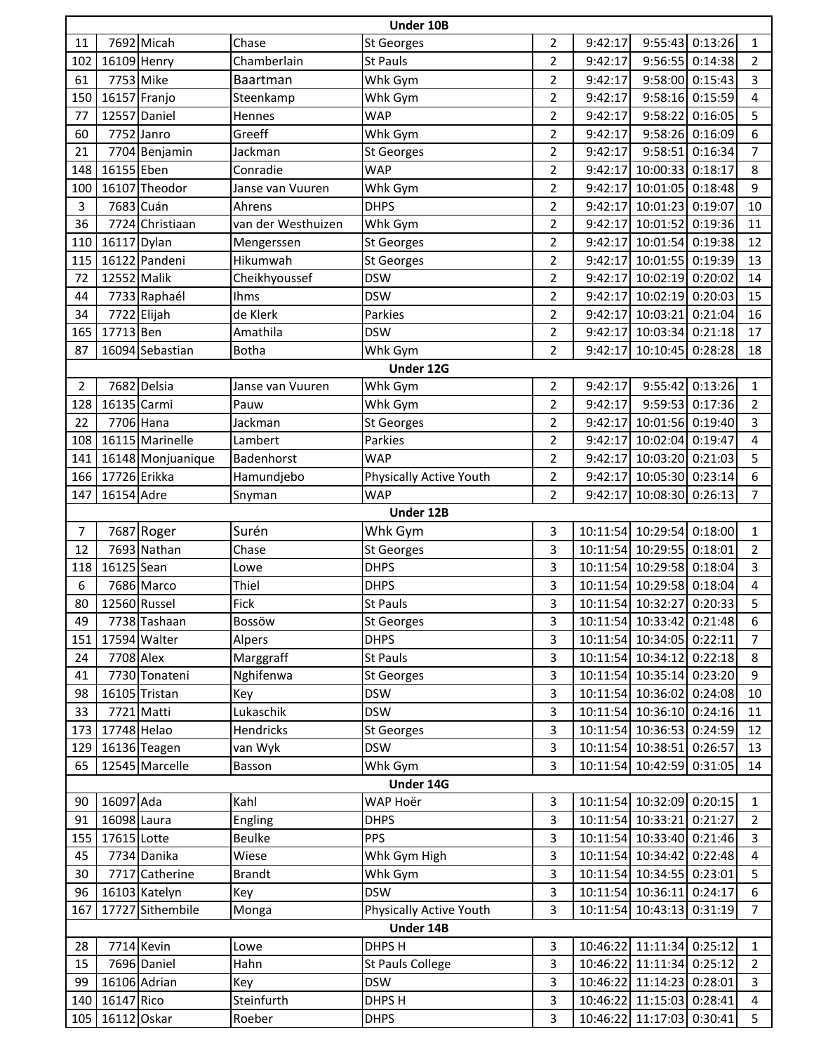| | | | | | | | | | |
|---|---|---|---|---|---|---|---|---|---|
| **Under 10B** | | | | | | | | | |
| 11 | 7692 | Micah | Chase | St Georges | 2 | 9:42:17 | 9:55:43 | 0:13:26 | 1 |
| 102 | 16109 | Henry | Chamberlain | St Pauls | 2 | 9:42:17 | 9:56:55 | 0:14:38 | 2 |
| 61 | 7753 | Mike | Baartman | Whk Gym | 2 | 9:42:17 | 9:58:00 | 0:15:43 | 3 |
| 150 | 16157 | Franjo | Steenkamp | Whk Gym | 2 | 9:42:17 | 9:58:16 | 0:15:59 | 4 |
| 77 | 12557 | Daniel | Hennes | WAP | 2 | 9:42:17 | 9:58:22 | 0:16:05 | 5 |
| 60 | 7752 | Janro | Greeff | Whk Gym | 2 | 9:42:17 | 9:58:26 | 0:16:09 | 6 |
| 21 | 7704 | Benjamin | Jackman | St Georges | 2 | 9:42:17 | 9:58:51 | 0:16:34 | 7 |
| 148 | 16155 | Eben | Conradie | WAP | 2 | 9:42:17 | 10:00:33 | 0:18:17 | 8 |
| 100 | 16107 | Theodor | Janse van Vuuren | Whk Gym | 2 | 9:42:17 | 10:01:05 | 0:18:48 | 9 |
| 3 | 7683 | Cuán | Ahrens | DHPS | 2 | 9:42:17 | 10:01:23 | 0:19:07 | 10 |
| 36 | 7724 | Christiaan | van der Westhuizen | Whk Gym | 2 | 9:42:17 | 10:01:52 | 0:19:36 | 11 |
| 110 | 16117 | Dylan | Mengerssen | St Georges | 2 | 9:42:17 | 10:01:54 | 0:19:38 | 12 |
| 115 | 16122 | Pandeni | Hikumwah | St Georges | 2 | 9:42:17 | 10:01:55 | 0:19:39 | 13 |
| 72 | 12552 | Malik | Cheikhyoussef | DSW | 2 | 9:42:17 | 10:02:19 | 0:20:02 | 14 |
| 44 | 7733 | Raphaél | Ihms | DSW | 2 | 9:42:17 | 10:02:19 | 0:20:03 | 15 |
| 34 | 7722 | Elijah | de Klerk | Parkies | 2 | 9:42:17 | 10:03:21 | 0:21:04 | 16 |
| 165 | 17713 | Ben | Amathila | DSW | 2 | 9:42:17 | 10:03:34 | 0:21:18 | 17 |
| 87 | 16094 | Sebastian | Botha | Whk Gym | 2 | 9:42:17 | 10:10:45 | 0:28:28 | 18 |
| **Under 12G** | | | | | | | | | |
| 2 | 7682 | Delsia | Janse van Vuuren | Whk Gym | 2 | 9:42:17 | 9:55:42 | 0:13:26 | 1 |
| 128 | 16135 | Carmi | Pauw | Whk Gym | 2 | 9:42:17 | 9:59:53 | 0:17:36 | 2 |
| 22 | 7706 | Hana | Jackman | St Georges | 2 | 9:42:17 | 10:01:56 | 0:19:40 | 3 |
| 108 | 16115 | Marinelle | Lambert | Parkies | 2 | 9:42:17 | 10:02:04 | 0:19:47 | 4 |
| 141 | 16148 | Monjuanique | Badenhorst | WAP | 2 | 9:42:17 | 10:03:20 | 0:21:03 | 5 |
| 166 | 17726 | Erikka | Hamundjebo | Physically Active Youth | 2 | 9:42:17 | 10:05:30 | 0:23:14 | 6 |
| 147 | 16154 | Adre | Snyman | WAP | 2 | 9:42:17 | 10:08:30 | 0:26:13 | 7 |
| **Under 12B** | | | | | | | | | |
| 7 | 7687 | Roger | Surén | Whk Gym | 3 | 10:11:54 | 10:29:54 | 0:18:00 | 1 |
| 12 | 7693 | Nathan | Chase | St Georges | 3 | 10:11:54 | 10:29:55 | 0:18:01 | 2 |
| 118 | 16125 | Sean | Lowe | DHPS | 3 | 10:11:54 | 10:29:58 | 0:18:04 | 3 |
| 6 | 7686 | Marco | Thiel | DHPS | 3 | 10:11:54 | 10:29:58 | 0:18:04 | 4 |
| 80 | 12560 | Russel | Fick | St Pauls | 3 | 10:11:54 | 10:32:27 | 0:20:33 | 5 |
| 49 | 7738 | Tashaan | Bossöw | St Georges | 3 | 10:11:54 | 10:33:42 | 0:21:48 | 6 |
| 151 | 17594 | Walter | Alpers | DHPS | 3 | 10:11:54 | 10:34:05 | 0:22:11 | 7 |
| 24 | 7708 | Alex | Marggraff | St Pauls | 3 | 10:11:54 | 10:34:12 | 0:22:18 | 8 |
| 41 | 7730 | Tonateni | Nghifenwa | St Georges | 3 | 10:11:54 | 10:35:14 | 0:23:20 | 9 |
| 98 | 16105 | Tristan | Key | DSW | 3 | 10:11:54 | 10:36:02 | 0:24:08 | 10 |
| 33 | 7721 | Matti | Lukaschik | DSW | 3 | 10:11:54 | 10:36:10 | 0:24:16 | 11 |
| 173 | 17748 | Helao | Hendricks | St Georges | 3 | 10:11:54 | 10:36:53 | 0:24:59 | 12 |
| 129 | 16136 | Teagen | van Wyk | DSW | 3 | 10:11:54 | 10:38:51 | 0:26:57 | 13 |
| 65 | 12545 | Marcelle | Basson | Whk Gym | 3 | 10:11:54 | 10:42:59 | 0:31:05 | 14 |
| **Under 14G** | | | | | | | | | |
| 90 | 16097 | Ada | Kahl | WAP Hoër | 3 | 10:11:54 | 10:32:09 | 0:20:15 | 1 |
| 91 | 16098 | Laura | Engling | DHPS | 3 | 10:11:54 | 10:33:21 | 0:21:27 | 2 |
| 155 | 17615 | Lotte | Beulke | PPS | 3 | 10:11:54 | 10:33:40 | 0:21:46 | 3 |
| 45 | 7734 | Danika | Wiese | Whk Gym High | 3 | 10:11:54 | 10:34:42 | 0:22:48 | 4 |
| 30 | 7717 | Catherine | Brandt | Whk Gym | 3 | 10:11:54 | 10:34:55 | 0:23:01 | 5 |
| 96 | 16103 | Katelyn | Key | DSW | 3 | 10:11:54 | 10:36:11 | 0:24:17 | 6 |
| 167 | 17727 | Sithembile | Monga | Physically Active Youth | 3 | 10:11:54 | 10:43:13 | 0:31:19 | 7 |
| **Under 14B** | | | | | | | | | |
| 28 | 7714 | Kevin | Lowe | DHPS H | 3 | 10:46:22 | 11:11:34 | 0:25:12 | 1 |
| 15 | 7696 | Daniel | Hahn | St Pauls College | 3 | 10:46:22 | 11:11:34 | 0:25:12 | 2 |
| 99 | 16106 | Adrian | Key | DSW | 3 | 10:46:22 | 11:14:23 | 0:28:01 | 3 |
| 140 | 16147 | Rico | Steinfurth | DHPS H | 3 | 10:46:22 | 11:15:03 | 0:28:41 | 4 |
| 105 | 16112 | Oskar | Roeber | DHPS | 3 | 10:46:22 | 11:17:03 | 0:30:41 | 5 |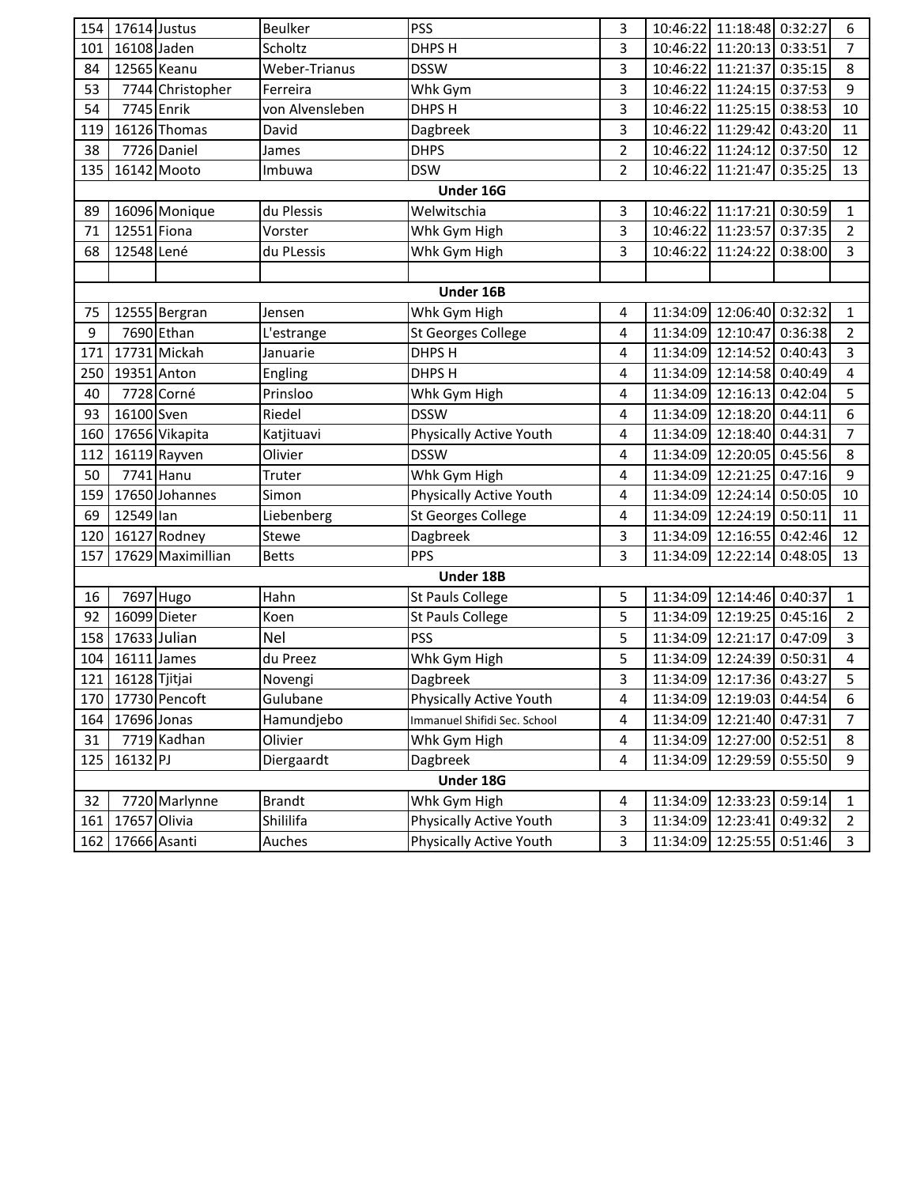| | | | | | | | | | |
|---|---|---|---|---|---|---|---|---|---|
| 154 | 17614 | Justus | Beulker | PSS | 3 | 10:46:22 | 11:18:48 | 0:32:27 | 6 |
| 101 | 16108 | Jaden | Scholtz | DHPS H | 3 | 10:46:22 | 11:20:13 | 0:33:51 | 7 |
| 84 | 12565 | Keanu | Weber-Trianus | DSSW | 3 | 10:46:22 | 11:21:37 | 0:35:15 | 8 |
| 53 | 7744 | Christopher | Ferreira | Whk Gym | 3 | 10:46:22 | 11:24:15 | 0:37:53 | 9 |
| 54 | 7745 | Enrik | von Alvensleben | DHPS H | 3 | 10:46:22 | 11:25:15 | 0:38:53 | 10 |
| 119 | 16126 | Thomas | David | Dagbreek | 3 | 10:46:22 | 11:29:42 | 0:43:20 | 11 |
| 38 | 7726 | Daniel | James | DHPS | 2 | 10:46:22 | 11:24:12 | 0:37:50 | 12 |
| 135 | 16142 | Mooto | Imbuwa | DSW | 2 | 10:46:22 | 11:21:47 | 0:35:25 | 13 |
| **Under 16G** | | | | | | | | | |
| 89 | 16096 | Monique | du Plessis | Welwitschia | 3 | 10:46:22 | 11:17:21 | 0:30:59 | 1 |
| 71 | 12551 | Fiona | Vorster | Whk Gym High | 3 | 10:46:22 | 11:23:57 | 0:37:35 | 2 |
| 68 | 12548 | Lené | du PLessis | Whk Gym High | 3 | 10:46:22 | 11:24:22 | 0:38:00 | 3 |
| | | | | | | | | | |
| **Under 16B** | | | | | | | | | |
| 75 | 12555 | Bergran | Jensen | Whk Gym High | 4 | 11:34:09 | 12:06:40 | 0:32:32 | 1 |
| 9 | 7690 | Ethan | L'estrange | St Georges College | 4 | 11:34:09 | 12:10:47 | 0:36:38 | 2 |
| 171 | 17731 | Mickah | Januarie | DHPS H | 4 | 11:34:09 | 12:14:52 | 0:40:43 | 3 |
| 250 | 19351 | Anton | Engling | DHPS H | 4 | 11:34:09 | 12:14:58 | 0:40:49 | 4 |
| 40 | 7728 | Corné | Prinsloo | Whk Gym High | 4 | 11:34:09 | 12:16:13 | 0:42:04 | 5 |
| 93 | 16100 | Sven | Riedel | DSSW | 4 | 11:34:09 | 12:18:20 | 0:44:11 | 6 |
| 160 | 17656 | Vikapita | Katjituavi | Physically Active Youth | 4 | 11:34:09 | 12:18:40 | 0:44:31 | 7 |
| 112 | 16119 | Rayven | Olivier | DSSW | 4 | 11:34:09 | 12:20:05 | 0:45:56 | 8 |
| 50 | 7741 | Hanu | Truter | Whk Gym High | 4 | 11:34:09 | 12:21:25 | 0:47:16 | 9 |
| 159 | 17650 | Johannes | Simon | Physically Active Youth | 4 | 11:34:09 | 12:24:14 | 0:50:05 | 10 |
| 69 | 12549 | Ian | Liebenberg | St Georges College | 4 | 11:34:09 | 12:24:19 | 0:50:11 | 11 |
| 120 | 16127 | Rodney | Stewe | Dagbreek | 3 | 11:34:09 | 12:16:55 | 0:42:46 | 12 |
| 157 | 17629 | Maximillian | Betts | PPS | 3 | 11:34:09 | 12:22:14 | 0:48:05 | 13 |
| **Under 18B** | | | | | | | | | |
| 16 | 7697 | Hugo | Hahn | St Pauls College | 5 | 11:34:09 | 12:14:46 | 0:40:37 | 1 |
| 92 | 16099 | Dieter | Koen | St Pauls College | 5 | 11:34:09 | 12:19:25 | 0:45:16 | 2 |
| 158 | 17633 | Julian | Nel | PSS | 5 | 11:34:09 | 12:21:17 | 0:47:09 | 3 |
| 104 | 16111 | James | du Preez | Whk Gym High | 5 | 11:34:09 | 12:24:39 | 0:50:31 | 4 |
| 121 | 16128 | Tjitjai | Novengi | Dagbreek | 3 | 11:34:09 | 12:17:36 | 0:43:27 | 5 |
| 170 | 17730 | Pencoft | Gulubane | Physically Active Youth | 4 | 11:34:09 | 12:19:03 | 0:44:54 | 6 |
| 164 | 17696 | Jonas | Hamundjebo | Immanuel Shifidi Sec. School | 4 | 11:34:09 | 12:21:40 | 0:47:31 | 7 |
| 31 | 7719 | Kadhan | Olivier | Whk Gym High | 4 | 11:34:09 | 12:27:00 | 0:52:51 | 8 |
| 125 | 16132 | PJ | Diergaardt | Dagbreek | 4 | 11:34:09 | 12:29:59 | 0:55:50 | 9 |
| **Under 18G** | | | | | | | | | |
| 32 | 7720 | Marlynne | Brandt | Whk Gym High | 4 | 11:34:09 | 12:33:23 | 0:59:14 | 1 |
| 161 | 17657 | Olivia | Shililifa | Physically Active Youth | 3 | 11:34:09 | 12:23:41 | 0:49:32 | 2 |
| 162 | 17666 | Asanti | Auches | Physically Active Youth | 3 | 11:34:09 | 12:25:55 | 0:51:46 | 3 |